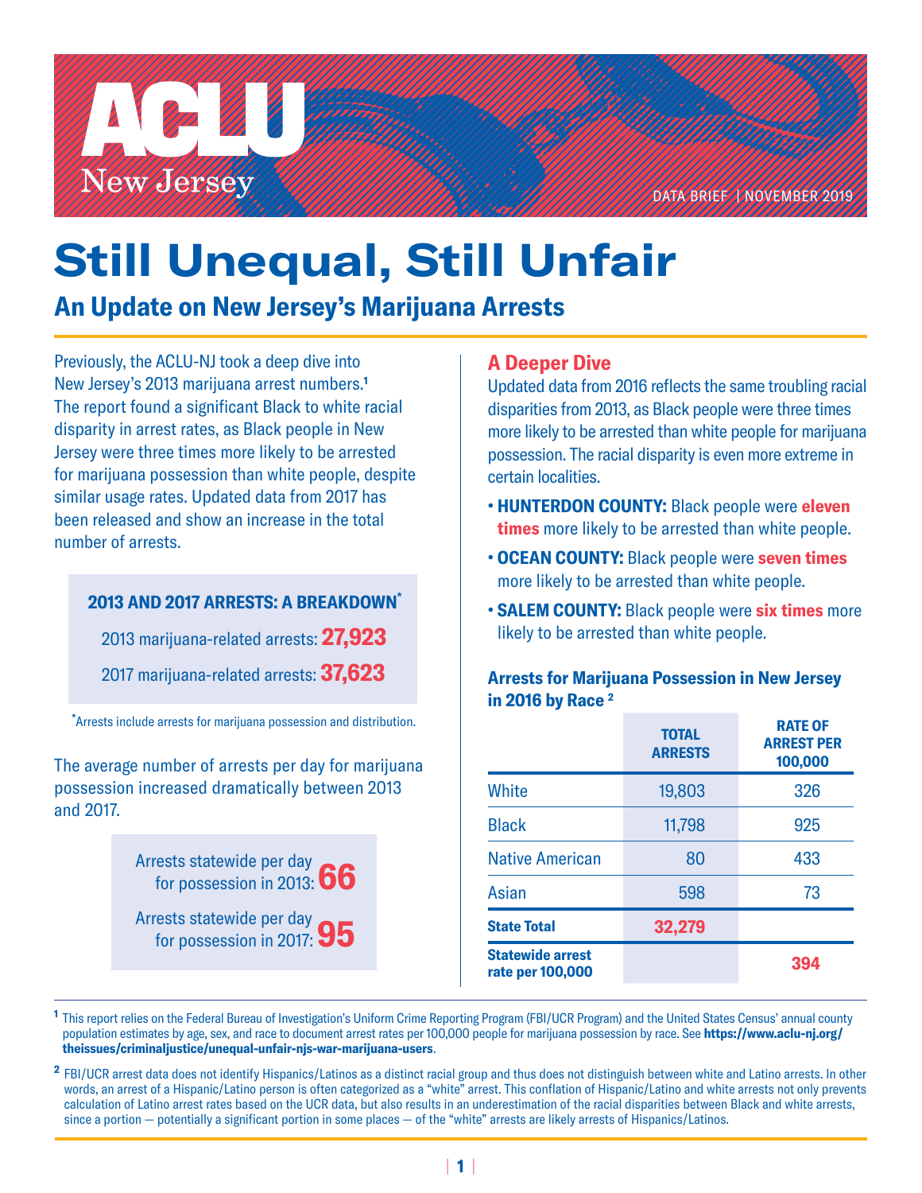ACLU New Jersey

DATA BRIEF | NOVEMBER 2019

# Still Unequal, Still Unfair

## An Update on New Jersey's Marijuana Arrests

Previously, the ACLU-NJ took a deep dive into New Jersey's 2013 marijuana arrest numbers.[1] The report found a significant Black to white racial disparity in arrest rates, as Black people in New Jersey were three times more likely to be arrested for marijuana possession than white people, despite similar usage rates. Updated data from 2017 has been released and show an increase in the total number of arrests.

**2013 AND 2017 ARRESTS: A BREAKDOWN***

2013 marijuana-related arrests: **27,923**

2017 marijuana-related arrests: **37,623**

*Arrests include arrests for marijuana possession and distribution.

The average number of arrests per day for marijuana possession increased dramatically between 2013 and 2017.

Arrests statewide per day for possession in 2013: **66**

Arrests statewide per day for possession in 2017: **95**

### A Deeper Dive

Updated data from 2016 reflects the same troubling racial disparities from 2013, as Black people were three times more likely to be arrested than white people for marijuana possession. The racial disparity is even more extreme in certain localities.

- **HUNTERDON COUNTY:** Black people were **eleven times** more likely to be arrested than white people.
- **OCEAN COUNTY:** Black people were **seven times** more likely to be arrested than white people.
- **SALEM COUNTY:** Black people were **six times** more likely to be arrested than white people.

**Arrests for Marijuana Possession in New Jersey in 2016 by Race [2]**

| | TOTAL ARRESTS | RATE OF ARREST PER 100,000 |
|---|---|---|
| White | 19,803 | 326 |
| Black | 11,798 | 925 |
| Native American | 80 | 433 |
| Asian | 598 | 73 |
| **State Total** | **32,279** | |
| **Statewide arrest rate per 100,000** | | **394** |

[1] This report relies on the Federal Bureau of Investigation's Uniform Crime Reporting Program (FBI/UCR Program) and the United States Census' annual county population estimates by age, sex, and race to document arrest rates per 100,000 people for marijuana possession by race. See **https://www.aclu-nj.org/theissues/criminaljustice/unequal-unfair-njs-war-marijuana-users**.

[2] FBI/UCR arrest data does not identify Hispanics/Latinos as a distinct racial group and thus does not distinguish between white and Latino arrests. In other words, an arrest of a Hispanic/Latino person is often categorized as a "white" arrest. This conflation of Hispanic/Latino and white arrests not only prevents calculation of Latino arrest rates based on the UCR data, but also results in an underestimation of the racial disparities between Black and white arrests, since a portion — potentially a significant portion in some places — of the "white" arrests are likely arrests of Hispanics/Latinos.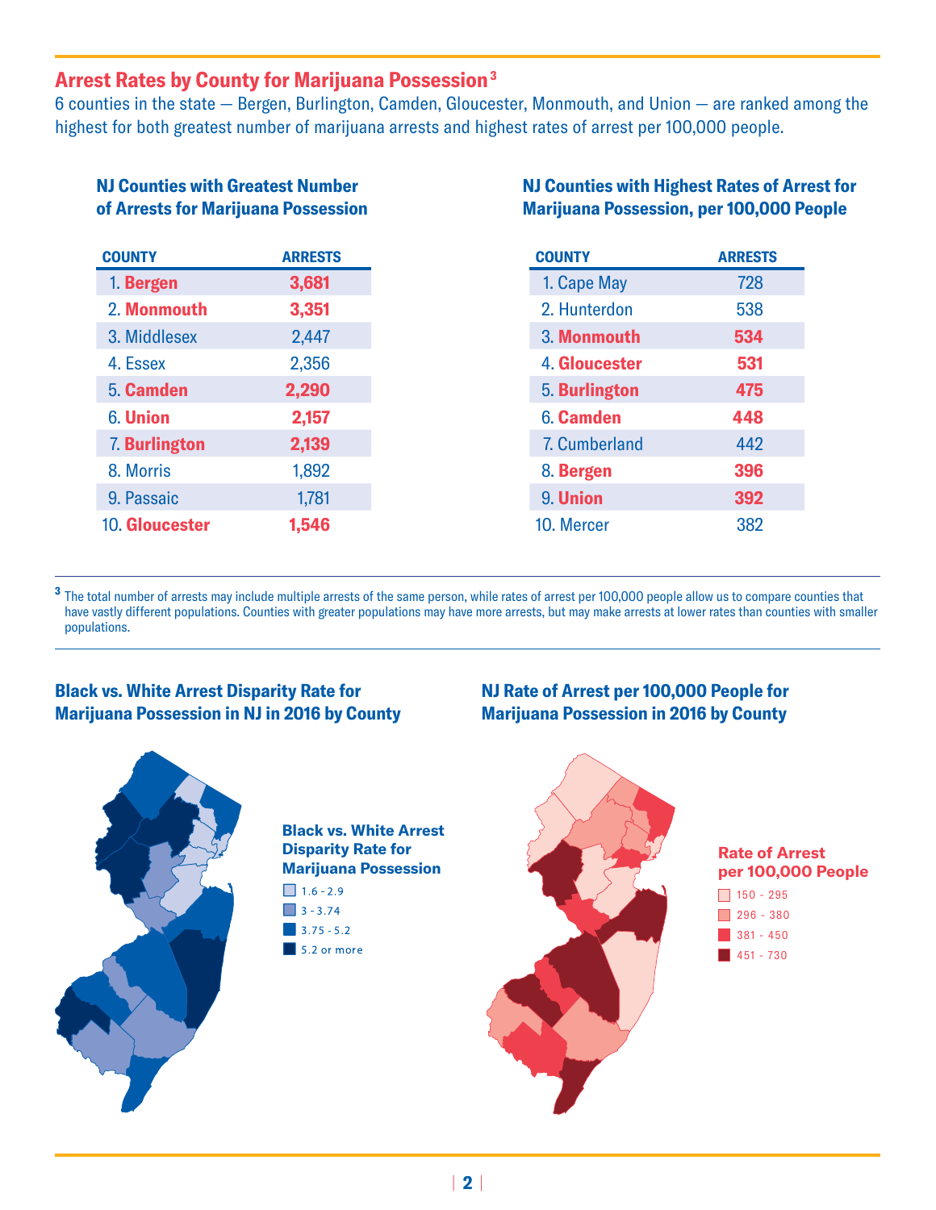## Arrest Rates by County for Marijuana Possession[3]

6 counties in the state — Bergen, Burlington, Camden, Gloucester, Monmouth, and Union — are ranked among the highest for both greatest number of marijuana arrests and highest rates of arrest per 100,000 people.

### NJ Counties with Greatest Number of Arrests for Marijuana Possession

| COUNTY | ARRESTS |
|---|---|
| 1. **Bergen** | **3,681** |
| 2. **Monmouth** | **3,351** |
| 3. Middlesex | 2,447 |
| 4. Essex | 2,356 |
| 5. **Camden** | **2,290** |
| 6. **Union** | **2,157** |
| 7. **Burlington** | **2,139** |
| 8. Morris | 1,892 |
| 9. Passaic | 1,781 |
| 10. **Gloucester** | **1,546** |

### NJ Counties with Highest Rates of Arrest for Marijuana Possession, per 100,000 People

| COUNTY | ARRESTS |
|---|---|
| 1. Cape May | 728 |
| 2. Hunterdon | 538 |
| 3. **Monmouth** | **534** |
| 4. **Gloucester** | **531** |
| 5. **Burlington** | **475** |
| 6. **Camden** | **448** |
| 7. Cumberland | 442 |
| 8. **Bergen** | **396** |
| 9. **Union** | **392** |
| 10. Mercer | 382 |

[3] The total number of arrests may include multiple arrests of the same person, while rates of arrest per 100,000 people allow us to compare counties that have vastly different populations. Counties with greater populations may have more arrests, but may make arrests at lower rates than counties with smaller populations.

### Black vs. White Arrest Disparity Rate for Marijuana Possession in NJ in 2016 by County

**Black vs. White Arrest Disparity Rate for Marijuana Possession**

1.6 - 2.9
3 - 3.74
3.75 - 5.2
5.2 or more

### NJ Rate of Arrest per 100,000 People for Marijuana Possession in 2016 by County

**Rate of Arrest per 100,000 People**

150 - 295
296 - 380
381 - 450
451 - 730